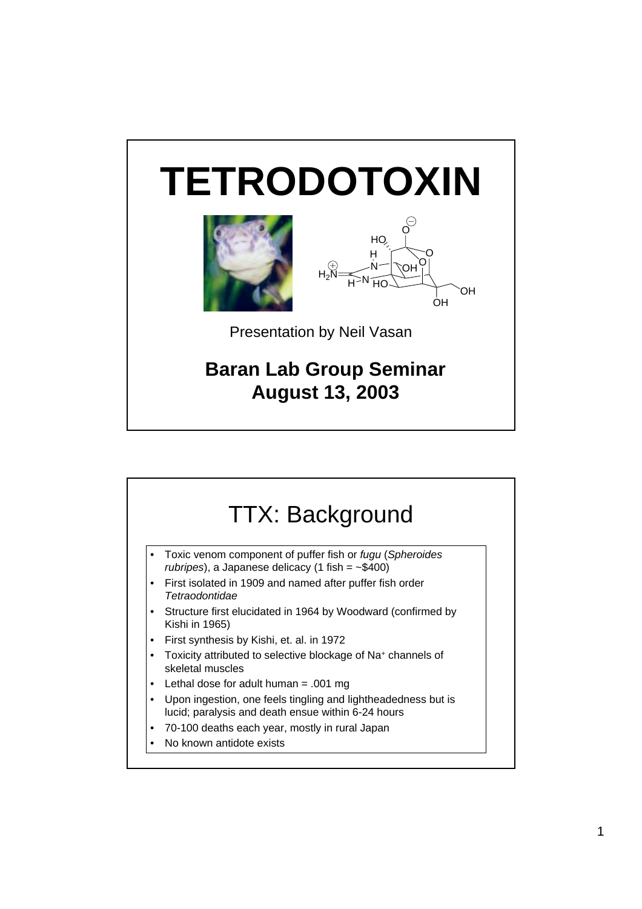# TETRODOTOXIN

Presentation by Neil Vasan

**Baran Lab Group Seminar**
**August 13, 2003**

## TTX: Background

- Toxic venom component of puffer fish or *fugu* (*Spheroides rubripes*), a Japanese delicacy (1 fish = ~$400)
- First isolated in 1909 and named after puffer fish order *Tetraodontidae*
- Structure first elucidated in 1964 by Woodward (confirmed by Kishi in 1965)
- First synthesis by Kishi, et. al. in 1972
- Toxicity attributed to selective blockage of $Na^+$ channels of skeletal muscles
- Lethal dose for adult human = .001 mg
- Upon ingestion, one feels tingling and lightheadedness but is lucid; paralysis and death ensue within 6-24 hours
- 70-100 deaths each year, mostly in rural Japan
- No known antidote exists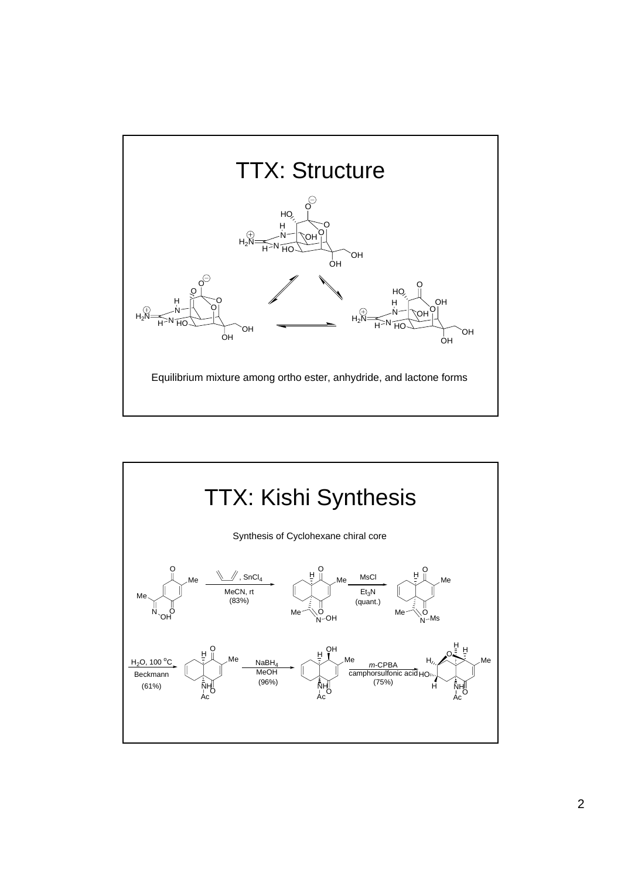# TTX: Structure

Equilibrium mixture among ortho ester, anhydride, and lactone forms

# TTX: Kishi Synthesis

Synthesis of Cyclohexane chiral core

, $SnCl_4$

MeCN, rt

(83%)

MsCl

$Et_3N$

(quant.)

$H_2O$, 100 $^oC$

Beckmann

(61%)

$NaBH_4$

MeOH

(96%)

*m*-CPBA

camphorsulfonic acid

(75%)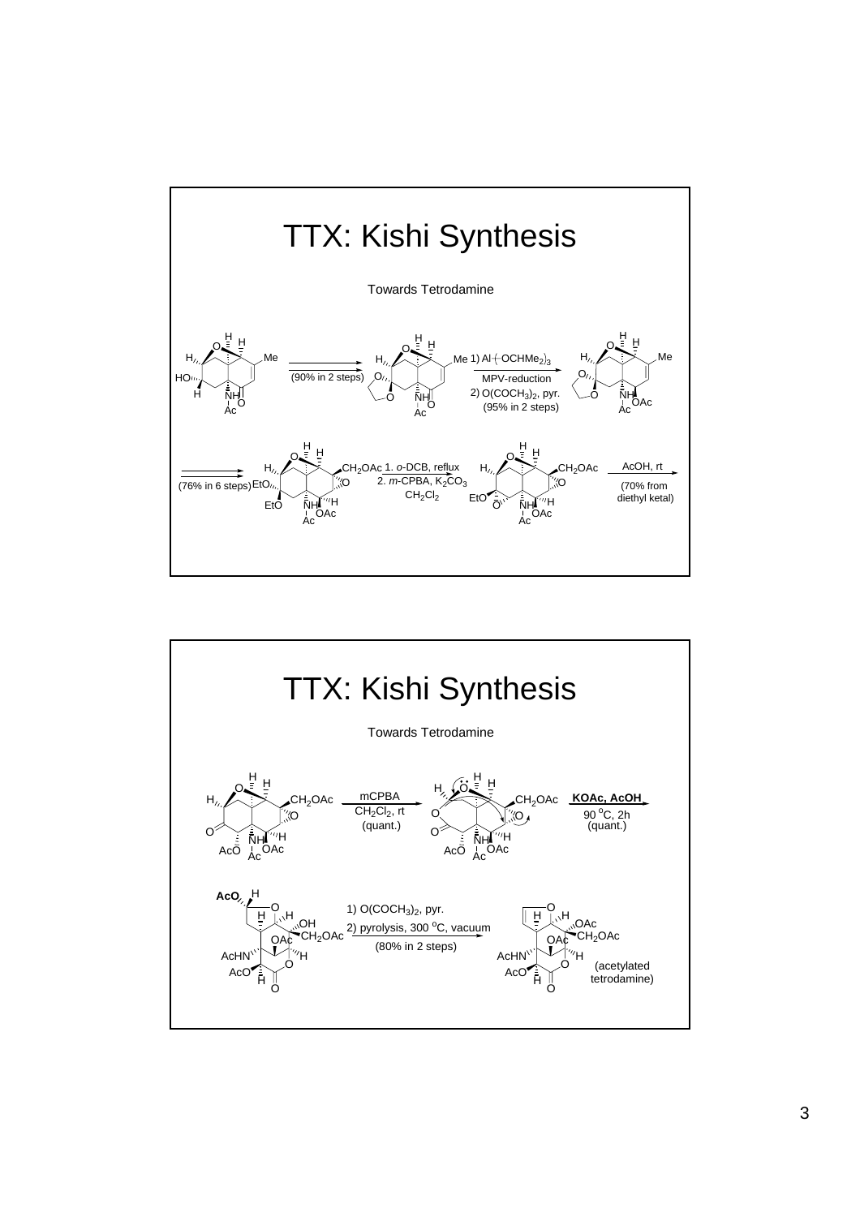# TTX: Kishi Synthesis

Towards Tetrodamine

(90% in 2 steps)

1) Al$(OCHMe_2)_3$ MPV-reduction

2) $O(COCH_3)_2$, pyr.

(95% in 2 steps)

(76% in 6 steps)

1. *o*-DCB, reflux

2. *m*-CPBA, $K_2CO_3$ $CH_2Cl_2$

AcOH, rt

(70% from diethyl ketal)

# TTX: Kishi Synthesis

Towards Tetrodamine

mCPBA $CH_2Cl_2$, rt (quant.)

**KOAc, AcOH** 90 °C, 2h (quant.)

1) $O(COCH_3)_2$, pyr.

2) pyrolysis, 300 °C, vacuum

(80% in 2 steps)

(acetylated tetrodamine)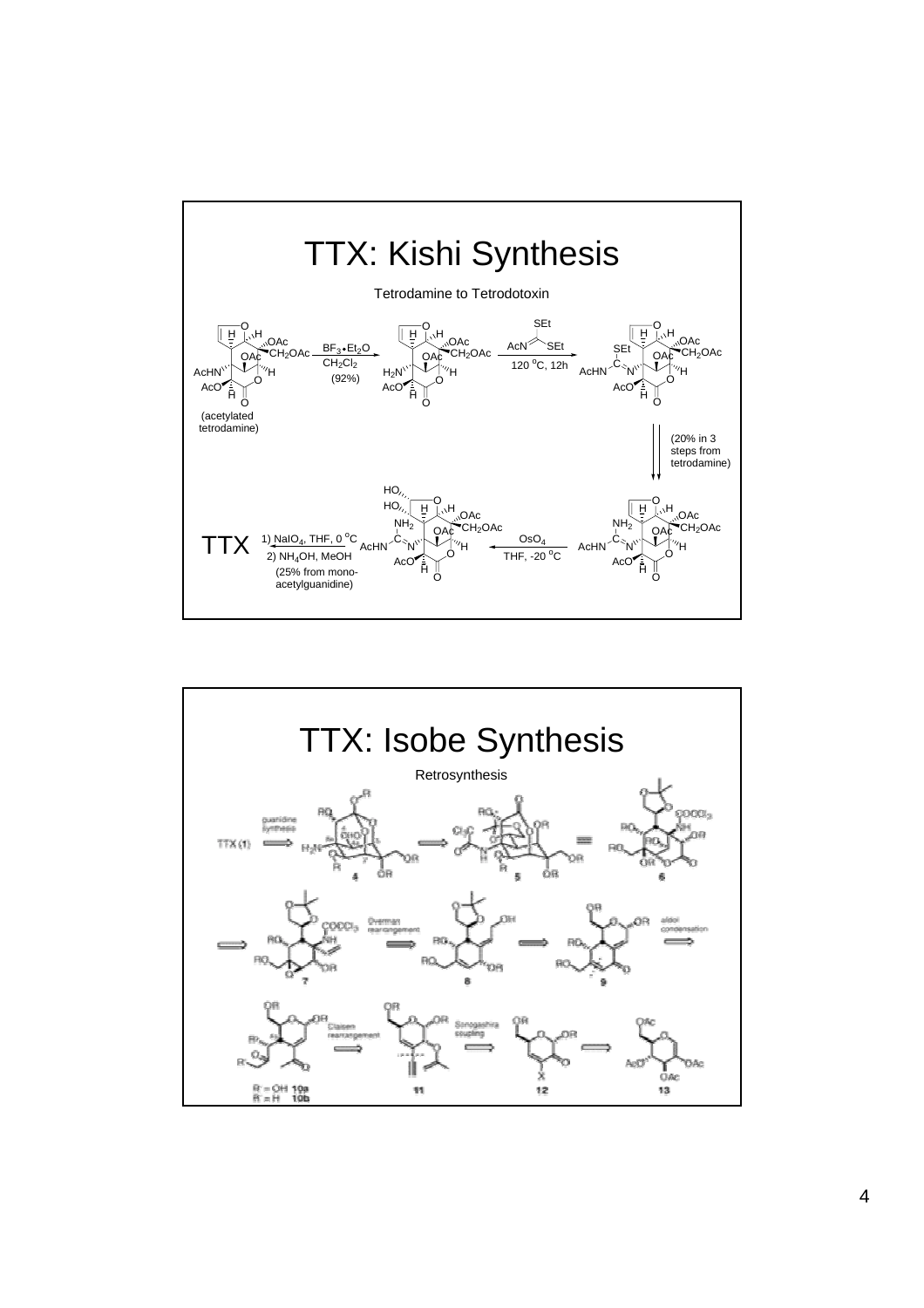# TTX: Kishi Synthesis

Tetrodamine to Tetrodotoxin

(acetylated tetrodamine)

$BF_3 \bullet Et_2O$, $CH_2Cl_2$ (92%)

AcN=C(SEt)SEt, 120 °C, 12h

(20% in 3 steps from tetrodamine)

$OsO_4$, THF, -20 °C

TTX ⟵ 1) $NaIO_4$, THF, 0 °C; 2) $NH_4OH$, MeOH (25% from mono-acetylguanidine)

# TTX: Isobe Synthesis

Retrosynthesis

TTX (1) ⟹ guanidine synthesis ⟹ 4 ⟹ 5 = 6

⟹ 7 ⟹ Overman rearrangement ⟹ 8 ⟹ 9 ⟹ aldol condensation

10a (R' = OH), 10b (R' = H) ⟹ Claisen rearrangement ⟹ 11 ⟹ Sonogashira coupling ⟹ 12 ⟹ 13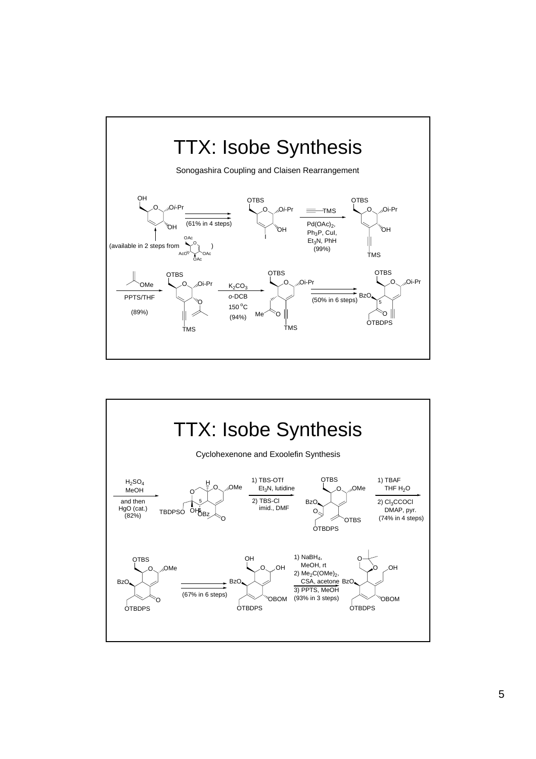# TTX: Isobe Synthesis

Sonogashira Coupling and Claisen Rearrangement

(available in 2 steps from [triacetyl glucal])

(61% in 4 steps)

TMS–C≡CH, $Pd(OAc)_2$, $Ph_3P$, CuI, $Et_3N$, PhH (99%)

2-methoxypropene, PPTS/THF (89%)

$K_2CO_3$, *o*-DCB, 150 $^oC$ (94%)

(50% in 6 steps)

# TTX: Isobe Synthesis

Cyclohexenone and Exoolefin Synthesis

$H_2SO_4$, MeOH and then HgO (cat.) (82%)

1) TBS-OTf, $Et_3N$, lutidine
2) TBS-Cl, imid., DMF

1) TBAF, THF $H_2O$
2) $Cl_3CCOCl$, DMAP, pyr.
(74% in 4 steps)

(67% in 6 steps)

1) $NaBH_4$, MeOH, rt
2) $Me_2C(OMe)_2$, CSA, acetone
3) PPTS, MeOH
(93% in 3 steps)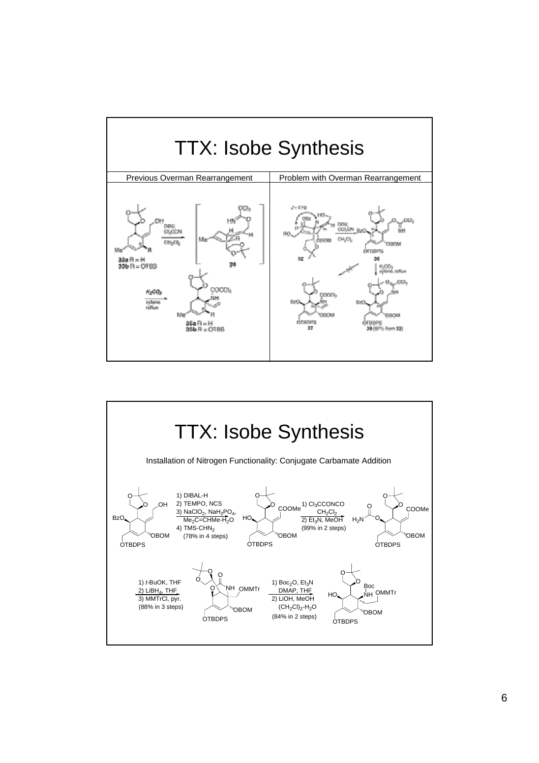# TTX: Isobe Synthesis

| Previous Overman Rearrangement | Problem with Overman Rearrangement |
| --- | --- |
| 33a R = H; 33b R = OTBS → DBU, $Cl_3CCN$, $CH_2Cl_2$ → [34] → $K_2CO_3$, xylene reflux → 35a R = H; 35b R = OTBS | 32 → DBU, $CCl_3CN$, $CH_2Cl_2$ → 36 → $K_2CO_3$, xylene, reflux → 38 (97% from 32); ✗ → 37 |

# TTX: Isobe Synthesis

Installation of Nitrogen Functionality: Conjugate Carbamate Addition

1) DIBAL-H
2) TEMPO, NCS
3) $NaClO_2$, $NaH_2PO_4$, $Me_2C{=}CHMe\text{-}H_2O$
4) $TMS\text{-}CHN_2$
(78% in 4 steps)

1) $Cl_3CCONCO$, $CH_2Cl_2$
2) $Et_3N$, MeOH
(99% in 2 steps)

1) *t*-BuOK, THF
2) $LiBH_4$, THF
3) MMTrCl, pyr.
(88% in 3 steps)

1) $Boc_2O$, $Et_3N$, DMAP, THF
2) LiOH, MeOH, $(CH_2Cl)_2\text{-}H_2O$
(84% in 2 steps)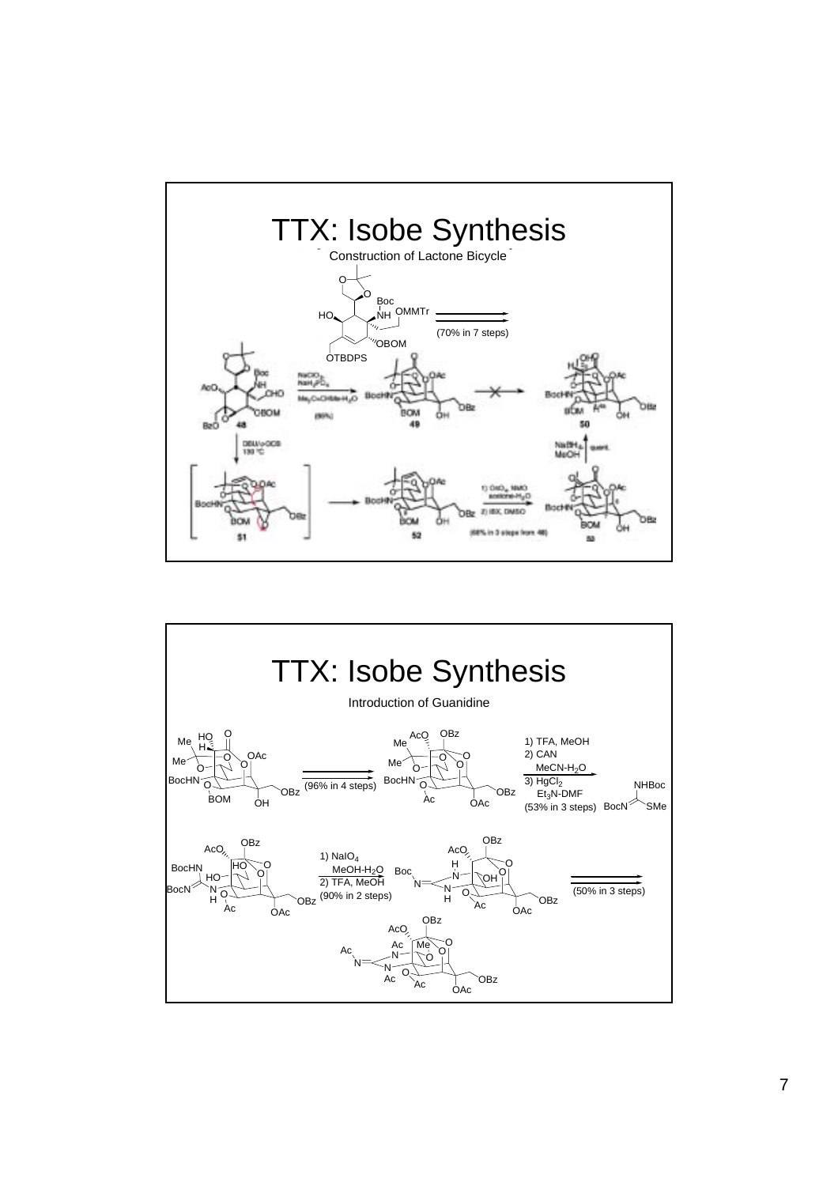# TTX: Isobe Synthesis

Construction of Lactone Bicycle

(70% in 7 steps)

$NaClO_2$, $NaH_2PO_4$, $Me_2C{=}CHMe$-$H_2O$ (95%)

DBU/o-DCB 130 °C

$NaBH_4$, MeOH quant.

1) $OsO_4$, NMO acetone-$H_2O$
2) IBX, DMSO
(68% in 3 steps from 48)

# TTX: Isobe Synthesis

Introduction of Guanidine

(96% in 4 steps)

1) TFA, MeOH
2) CAN $MeCN$-$H_2O$
3) $HgCl_2$ $Et_3N$-DMF
(53% in 3 steps)

1) $NaIO_4$ $MeOH$-$H_2O$
2) TFA, MeOH
(90% in 2 steps)

(50% in 3 steps)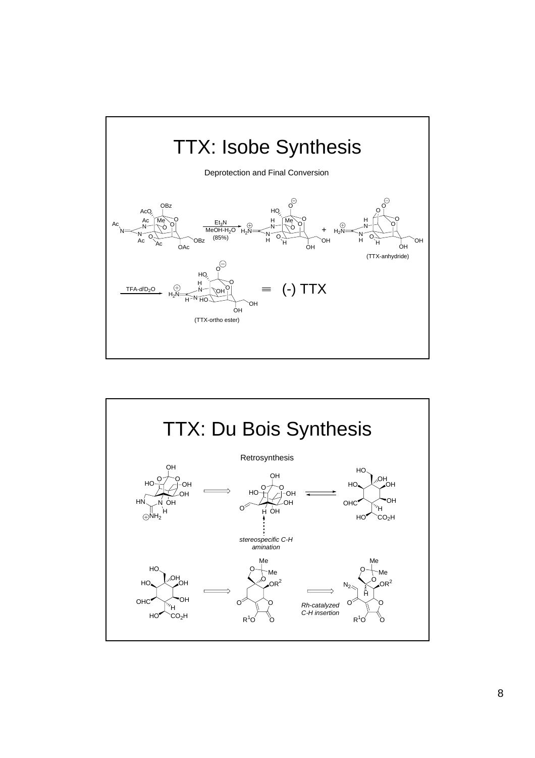# TTX: Isobe Synthesis

Deprotection and Final Conversion

$Et_3N$, $MeOH$-$H_2O$ (85%)

(TTX-anhydride)

TFA-*d*/$D_2O$

(TTX-ortho ester)

≡ (-) TTX

# TTX: Du Bois Synthesis

Retrosynthesis

*stereospecific C-H amination*

*Rh-catalyzed C-H insertion*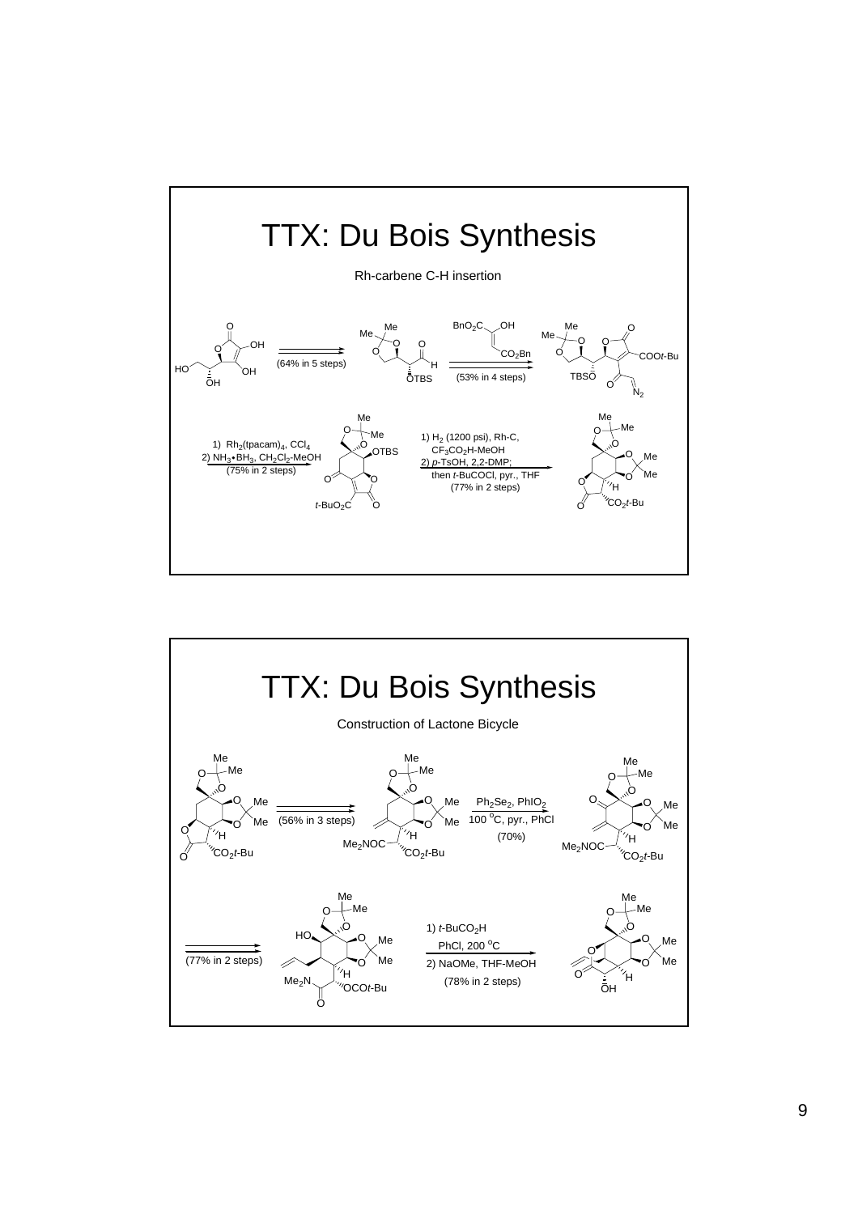# TTX: Du Bois Synthesis

Rh-carbene C-H insertion

(64% in 5 steps)

(53% in 4 steps)

BnO$_2$C, OH, CO$_2$Bn

TBSO, COO*t*-Bu, N$_2$

1) Rh$_2$(tpacam)$_4$, CCl$_4$
2) NH$_3$•BH$_3$, CH$_2$Cl$_2$-MeOH
(75% in 2 steps)

*t*-BuO$_2$C, OTBS

1) H$_2$ (1200 psi), Rh-C, CF$_3$CO$_2$H-MeOH
2) *p*-TsOH, 2,2-DMP; then *t*-BuCOCl, pyr., THF
(77% in 2 steps)

CO$_2$*t*-Bu

# TTX: Du Bois Synthesis

Construction of Lactone Bicycle

(56% in 3 steps)

Me$_2$NOC, CO$_2$*t*-Bu

Ph$_2$Se$_2$, PhIO$_2$
100 °C, pyr., PhCl
(70%)

(77% in 2 steps)

HO, Me$_2$N, OCO*t*-Bu

1) *t*-BuCO$_2$H
PhCl, 200 °C
2) NaOMe, THF-MeOH
(78% in 2 steps)

OH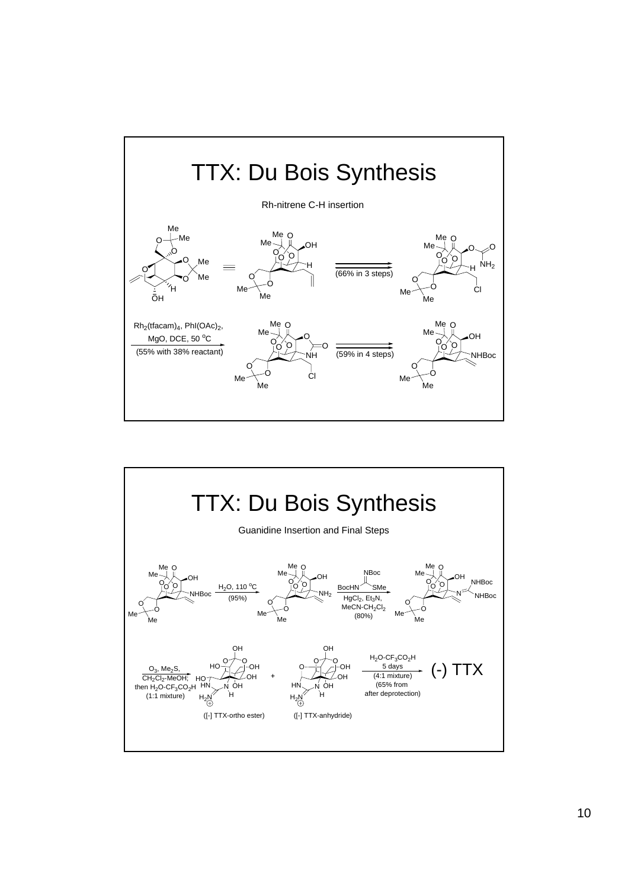# TTX: Du Bois Synthesis

Rh-nitrene C-H insertion

(66% in 3 steps)

$Rh_2(tfacam)_4$, $PhI(OAc)_2$, MgO, DCE, 50 $^oC$

(55% with 38% reactant)

(59% in 4 steps)

# TTX: Du Bois Synthesis

Guanidine Insertion and Final Steps

$H_2O$, 110 $^oC$ (95%)

BocHN(C=NBoc)SMe, $HgCl_2$, $Et_3N$, $MeCN$-$CH_2Cl_2$ (80%)

$O_3$, $Me_2S$, $CH_2Cl_2$-MeOH; then $H_2O$-$CF_3CO_2H$ (1:1 mixture)

([-] TTX-ortho ester) + ([-] TTX-anhydride)

$H_2O$-$CF_3CO_2H$, 5 days (4:1 mixture) (65% from after deprotection)

(-) TTX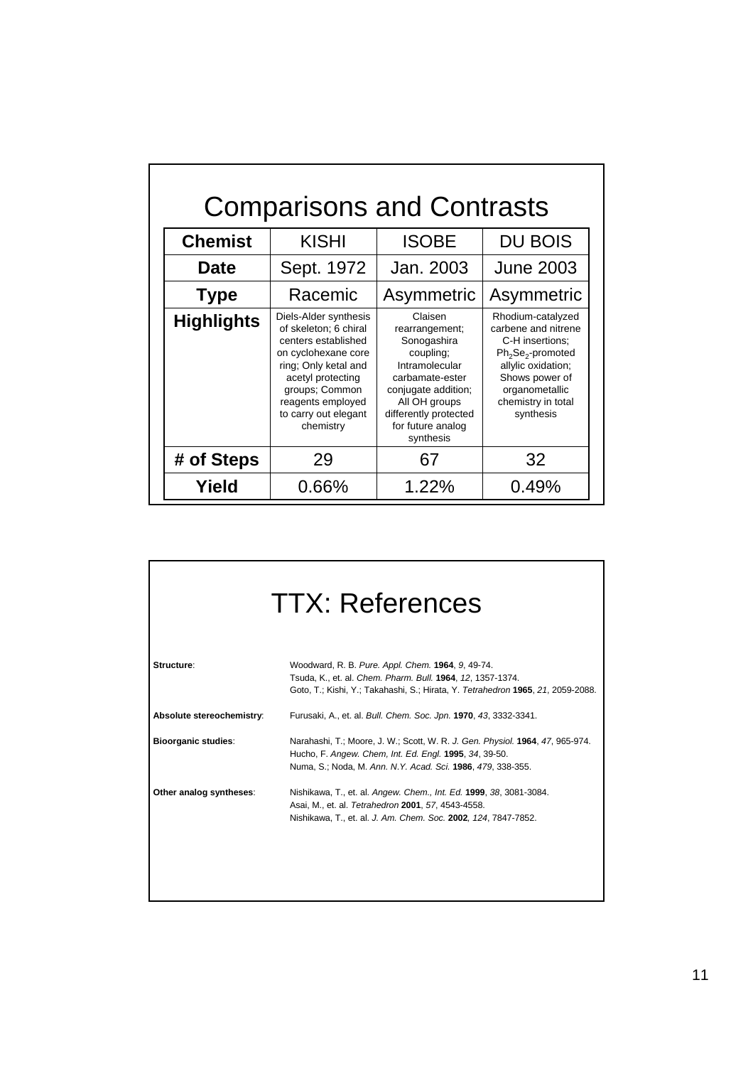# Comparisons and Contrasts

| Chemist | KISHI | ISOBE | DU BOIS |
|---|---|---|---|
| Date | Sept. 1972 | Jan. 2003 | June 2003 |
| Type | Racemic | Asymmetric | Asymmetric |
| Highlights | Diels-Alder synthesis of skeleton; 6 chiral centers established on cyclohexane core ring; Only ketal and acetyl protecting groups; Common reagents employed to carry out elegant chemistry | Claisen rearrangement; Sonogashira coupling; Intramolecular carbamate-ester conjugate addition; All OH groups differently protected for future analog synthesis | Rhodium-catalyzed carbene and nitrene C-H insertions; $Ph_2Se_2$-promoted allylic oxidation; Shows power of organometallic chemistry in total synthesis |
| # of Steps | 29 | 67 | 32 |
| Yield | 0.66% | 1.22% | 0.49% |

# TTX: References

**Structure**:
Woodward, R. B. *Pure. Appl. Chem.* **1964**, *9*, 49-74.
Tsuda, K., et. al. *Chem. Pharm. Bull.* **1964**, *12*, 1357-1374.
Goto, T.; Kishi, Y.; Takahashi, S.; Hirata, Y. *Tetrahedron* **1965**, *21*, 2059-2088.

**Absolute stereochemistry**:
Furusaki, A., et. al. *Bull. Chem. Soc. Jpn.* **1970**, *43*, 3332-3341.

**Bioorganic studies**:
Narahashi, T.; Moore, J. W.; Scott, W. R. *J. Gen. Physiol.* **1964**, *47*, 965-974.
Hucho, F. *Angew. Chem, Int. Ed. Engl.* **1995**, *34*, 39-50.
Numa, S.; Noda, M. *Ann. N.Y. Acad. Sci.* **1986**, *479*, 338-355.

**Other analog syntheses**:
Nishikawa, T., et. al. *Angew. Chem., Int. Ed.* **1999**, *38*, 3081-3084.
Asai, M., et. al. *Tetrahedron* **2001**, *57*, 4543-4558.
Nishikawa, T., et. al. *J. Am. Chem. Soc.* **2002**, *124*, 7847-7852.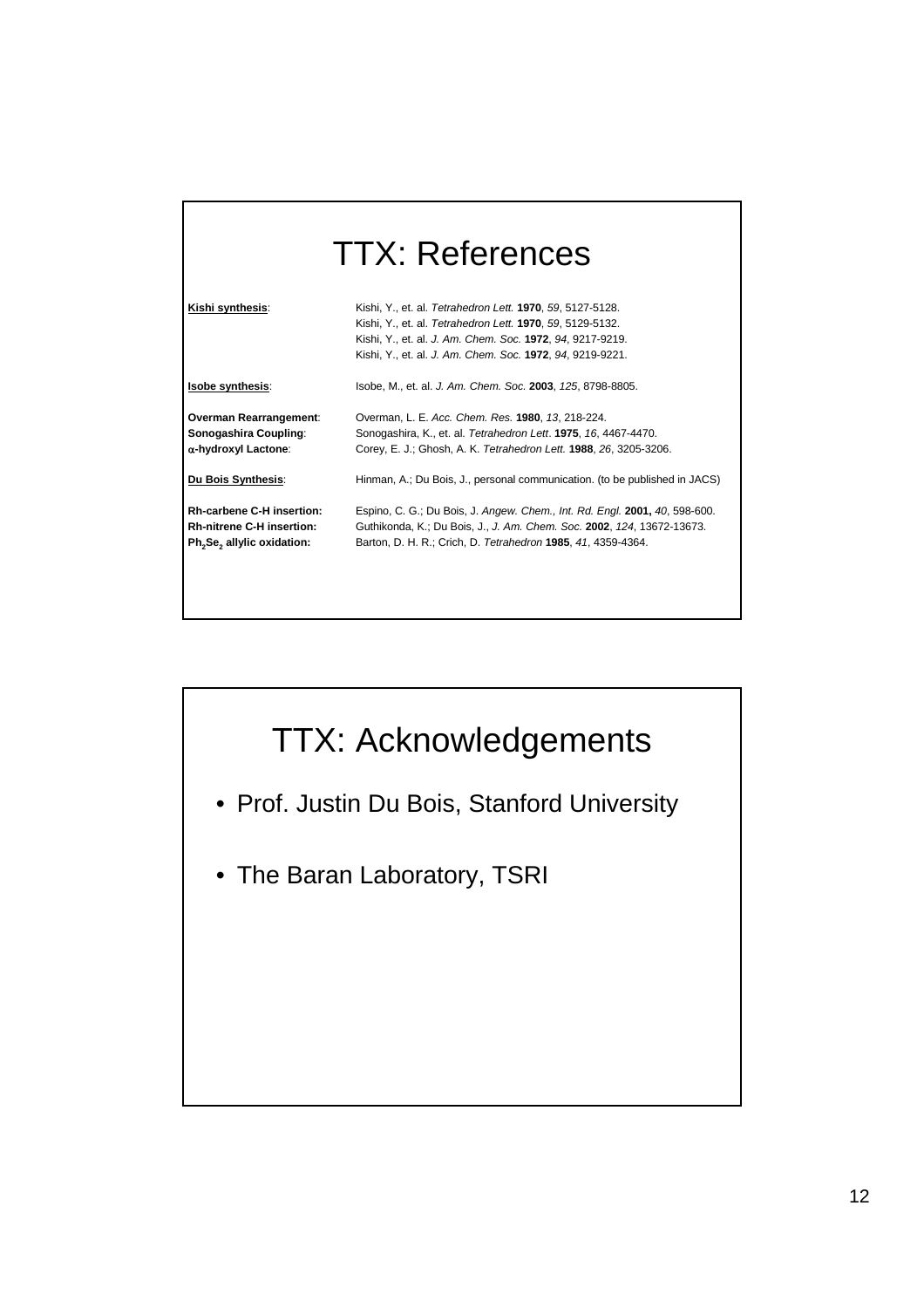# TTX: References

| | |
|---|---|
| **Kishi synthesis**: | Kishi, Y., et. al. *Tetrahedron Lett.* **1970**, *59*, 5127-5128. |
| | Kishi, Y., et. al. *Tetrahedron Lett.* **1970**, *59*, 5129-5132. |
| | Kishi, Y., et. al. *J. Am. Chem. Soc.* **1972**, *94*, 9217-9219. |
| | Kishi, Y., et. al. *J. Am. Chem. Soc.* **1972**, *94*, 9219-9221. |
| **Isobe synthesis**: | Isobe, M., et. al. *J. Am. Chem. Soc.* **2003**, *125*, 8798-8805. |
| **Overman Rearrangement**: | Overman, L. E. *Acc. Chem. Res.* **1980**, *13*, 218-224. |
| **Sonogashira Coupling**: | Sonogashira, K., et. al. *Tetrahedron Lett*. **1975**, *16*, 4467-4470. |
| **$\alpha$-hydroxyl Lactone**: | Corey, E. J.; Ghosh, A. K. *Tetrahedron Lett.* **1988**, *26*, 3205-3206. |
| **Du Bois Synthesis**: | Hinman, A.; Du Bois, J., personal communication. (to be published in JACS) |
| **Rh-carbene C-H insertion:** | Espino, C. G.; Du Bois, J. *Angew. Chem., Int. Rd. Engl.* **2001,** *40*, 598-600. |
| **Rh-nitrene C-H insertion:** | Guthikonda, K.; Du Bois, J., *J. Am. Chem. Soc.* **2002**, *124*, 13672-13673. |
| **$Ph_2Se_2$ allylic oxidation:** | Barton, D. H. R.; Crich, D. *Tetrahedron* **1985**, *41*, 4359-4364. |

# TTX: Acknowledgements

- Prof. Justin Du Bois, Stanford University
- The Baran Laboratory, TSRI